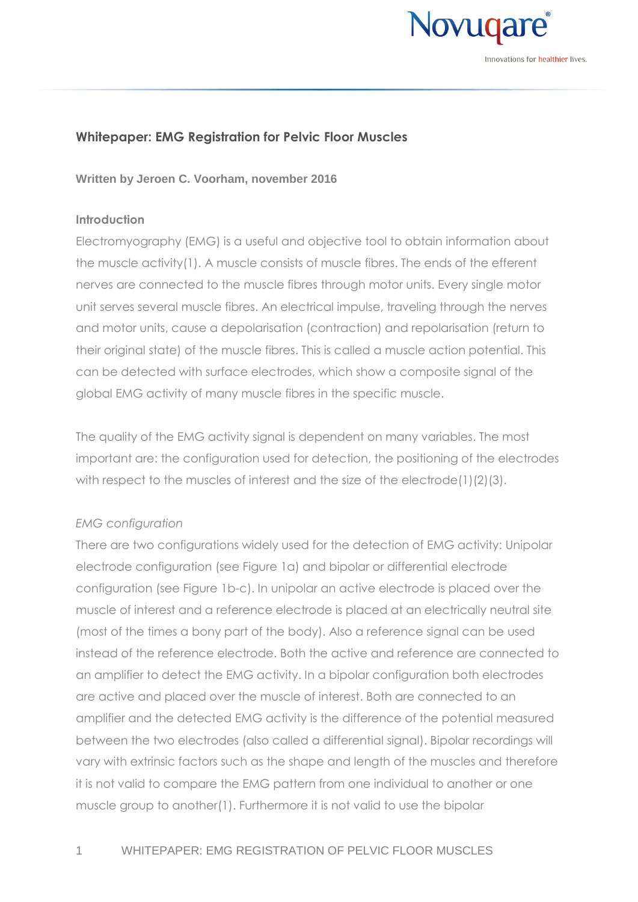## Whitepaper: EMG Registration for Pelvic Floor Muscles

**Written by Jeroen C. Voorham, november 2016**

### Introduction

Electromyography (EMG) is a useful and objective tool to obtain information about the muscle activity(1). A muscle consists of muscle fibres. The ends of the efferent nerves are connected to the muscle fibres through motor units. Every single motor unit serves several muscle fibres. An electrical impulse, traveling through the nerves and motor units, cause a depolarisation (contraction) and repolarisation (return to their original state) of the muscle fibres. This is called a muscle action potential. This can be detected with surface electrodes, which show a composite signal of the global EMG activity of many muscle fibres in the specific muscle.

The quality of the EMG activity signal is dependent on many variables. The most important are: the configuration used for detection, the positioning of the electrodes with respect to the muscles of interest and the size of the electrode(1)(2)(3).

*EMG configuration*

There are two configurations widely used for the detection of EMG activity: Unipolar electrode configuration (see Figure 1a) and bipolar or differential electrode configuration (see Figure 1b-c). In unipolar an active electrode is placed over the muscle of interest and a reference electrode is placed at an electrically neutral site (most of the times a bony part of the body). Also a reference signal can be used instead of the reference electrode. Both the active and reference are connected to an amplifier to detect the EMG activity. In a bipolar configuration both electrodes are active and placed over the muscle of interest. Both are connected to an amplifier and the detected EMG activity is the difference of the potential measured between the two electrodes (also called a differential signal). Bipolar recordings will vary with extrinsic factors such as the shape and length of the muscles and therefore it is not valid to compare the EMG pattern from one individual to another or one muscle group to another(1). Furthermore it is not valid to use the bipolar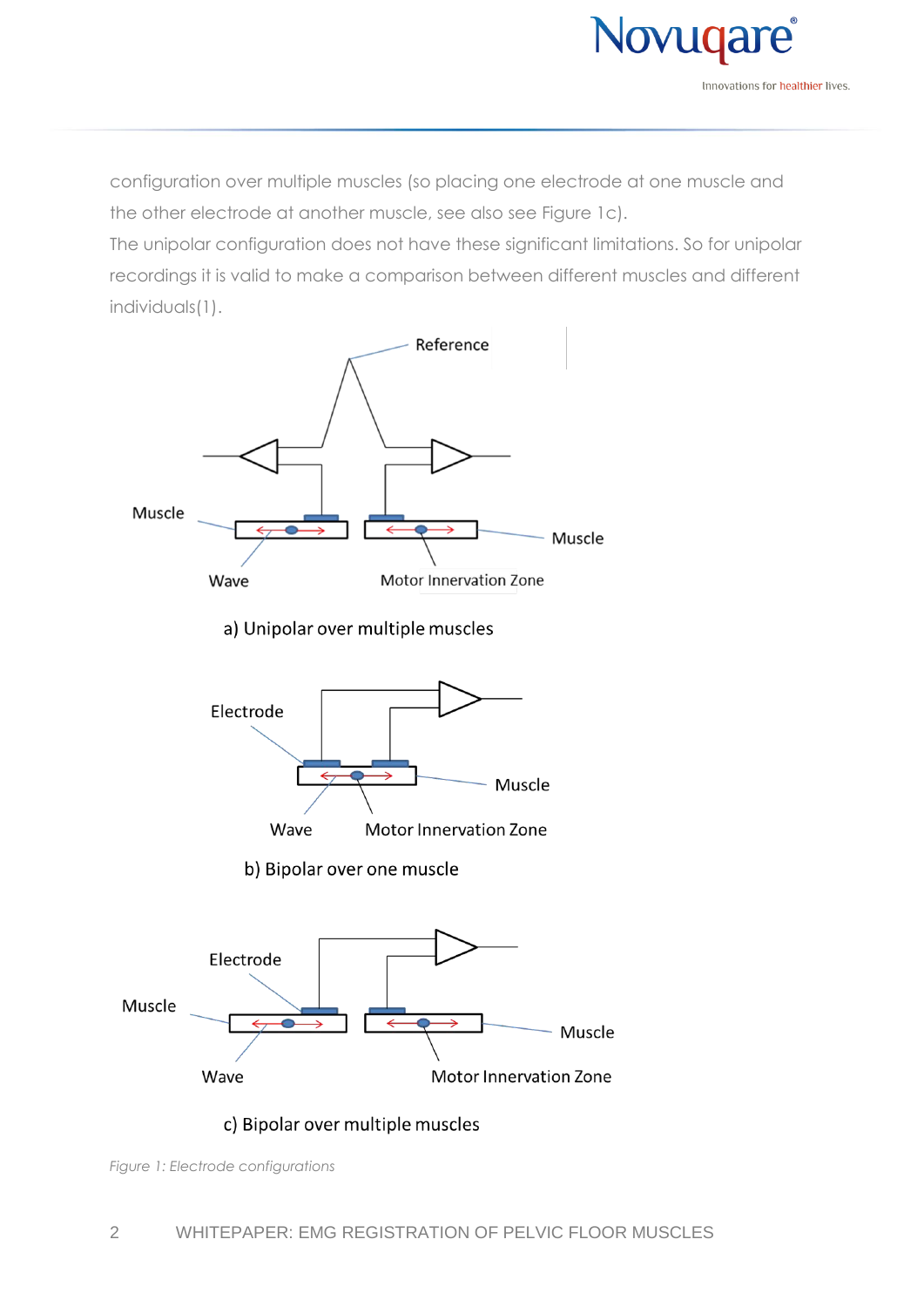configuration over multiple muscles (so placing one electrode at one muscle and the other electrode at another muscle, see also see Figure 1c).

The unipolar configuration does not have these significant limitations. So for unipolar recordings it is valid to make a comparison between different muscles and different individuals(1).

Reference

Muscle

Muscle

Wave

Motor Innervation Zone

a) Unipolar over multiple muscles

Electrode

Muscle

Wave

Motor Innervation Zone

b) Bipolar over one muscle

Electrode

Muscle

Muscle

Wave

Motor Innervation Zone

c) Bipolar over multiple muscles

*Figure 1: Electrode configurations*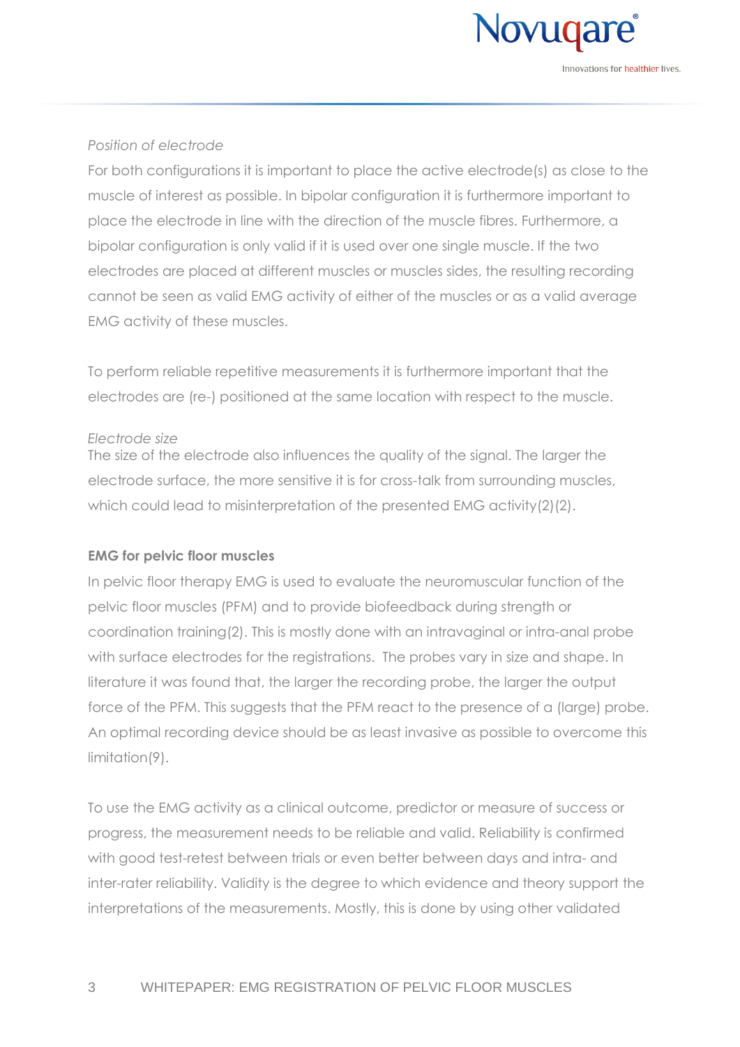*Position of electrode*

For both configurations it is important to place the active electrode(s) as close to the muscle of interest as possible. In bipolar configuration it is furthermore important to place the electrode in line with the direction of the muscle fibres. Furthermore, a bipolar configuration is only valid if it is used over one single muscle. If the two electrodes are placed at different muscles or muscles sides, the resulting recording cannot be seen as valid EMG activity of either of the muscles or as a valid average EMG activity of these muscles.

To perform reliable repetitive measurements it is furthermore important that the electrodes are (re-) positioned at the same location with respect to the muscle.

*Electrode size*

The size of the electrode also influences the quality of the signal. The larger the electrode surface, the more sensitive it is for cross-talk from surrounding muscles, which could lead to misinterpretation of the presented EMG activity(2)(2).

**EMG for pelvic floor muscles**

In pelvic floor therapy EMG is used to evaluate the neuromuscular function of the pelvic floor muscles (PFM) and to provide biofeedback during strength or coordination training(2). This is mostly done with an intravaginal or intra-anal probe with surface electrodes for the registrations.  The probes vary in size and shape. In literature it was found that, the larger the recording probe, the larger the output force of the PFM. This suggests that the PFM react to the presence of a (large) probe. An optimal recording device should be as least invasive as possible to overcome this limitation(9).

To use the EMG activity as a clinical outcome, predictor or measure of success or progress, the measurement needs to be reliable and valid. Reliability is confirmed with good test-retest between trials or even better between days and intra- and inter-rater reliability. Validity is the degree to which evidence and theory support the interpretations of the measurements. Mostly, this is done by using other validated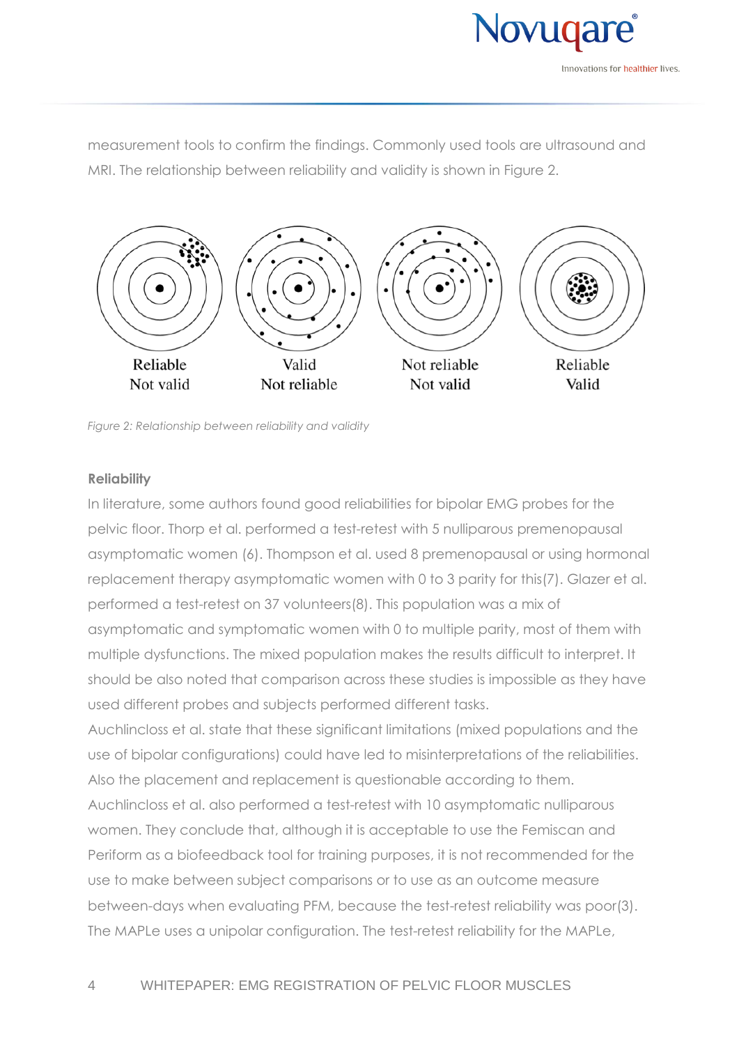measurement tools to confirm the findings. Commonly used tools are ultrasound and MRI. The relationship between reliability and validity is shown in Figure 2.

Reliable Not valid | Valid Not reliable | Not reliable Not valid | Reliable Valid

*Figure 2: Relationship between reliability and validity*

**Reliability**

In literature, some authors found good reliabilities for bipolar EMG probes for the pelvic floor. Thorp et al. performed a test-retest with 5 nulliparous premenopausal asymptomatic women (6). Thompson et al. used 8 premenopausal or using hormonal replacement therapy asymptomatic women with 0 to 3 parity for this(7). Glazer et al. performed a test-retest on 37 volunteers(8). This population was a mix of asymptomatic and symptomatic women with 0 to multiple parity, most of them with multiple dysfunctions. The mixed population makes the results difficult to interpret. It should be also noted that comparison across these studies is impossible as they have used different probes and subjects performed different tasks.

Auchlincloss et al. state that these significant limitations (mixed populations and the use of bipolar configurations) could have led to misinterpretations of the reliabilities. Also the placement and replacement is questionable according to them.

Auchlincloss et al. also performed a test-retest with 10 asymptomatic nulliparous women. They conclude that, although it is acceptable to use the Femiscan and Periform as a biofeedback tool for training purposes, it is not recommended for the use to make between subject comparisons or to use as an outcome measure between-days when evaluating PFM, because the test-retest reliability was poor(3).

The MAPLe uses a unipolar configuration. The test-retest reliability for the MAPLe,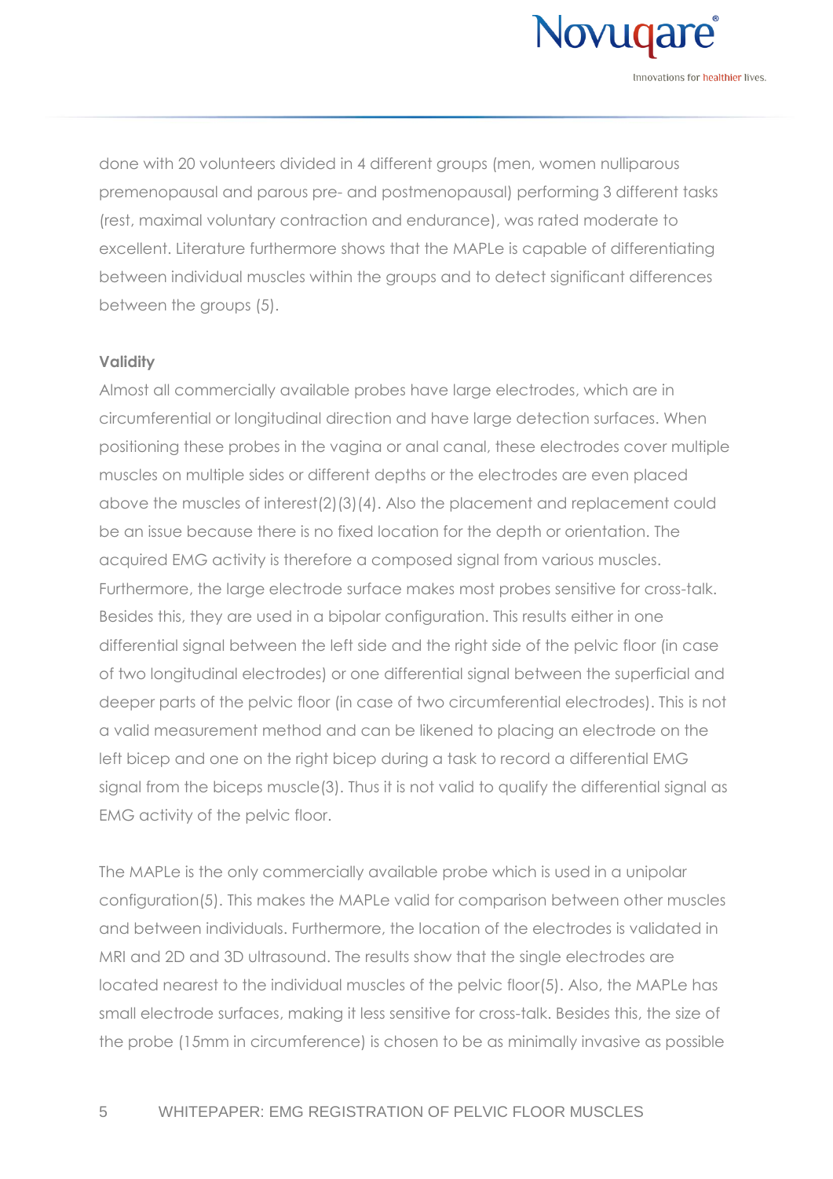done with 20 volunteers divided in 4 different groups (men, women nulliparous premenopausal and parous pre- and postmenopausal) performing 3 different tasks (rest, maximal voluntary contraction and endurance), was rated moderate to excellent. Literature furthermore shows that the MAPLe is capable of differentiating between individual muscles within the groups and to detect significant differences between the groups (5).

**Validity**

Almost all commercially available probes have large electrodes, which are in circumferential or longitudinal direction and have large detection surfaces. When positioning these probes in the vagina or anal canal, these electrodes cover multiple muscles on multiple sides or different depths or the electrodes are even placed above the muscles of interest(2)(3)(4). Also the placement and replacement could be an issue because there is no fixed location for the depth or orientation. The acquired EMG activity is therefore a composed signal from various muscles. Furthermore, the large electrode surface makes most probes sensitive for cross-talk. Besides this, they are used in a bipolar configuration. This results either in one differential signal between the left side and the right side of the pelvic floor (in case of two longitudinal electrodes) or one differential signal between the superficial and deeper parts of the pelvic floor (in case of two circumferential electrodes). This is not a valid measurement method and can be likened to placing an electrode on the left bicep and one on the right bicep during a task to record a differential EMG signal from the biceps muscle(3). Thus it is not valid to qualify the differential signal as EMG activity of the pelvic floor.

The MAPLe is the only commercially available probe which is used in a unipolar configuration(5). This makes the MAPLe valid for comparison between other muscles and between individuals. Furthermore, the location of the electrodes is validated in MRI and 2D and 3D ultrasound. The results show that the single electrodes are located nearest to the individual muscles of the pelvic floor(5). Also, the MAPLe has small electrode surfaces, making it less sensitive for cross-talk. Besides this, the size of the probe (15mm in circumference) is chosen to be as minimally invasive as possible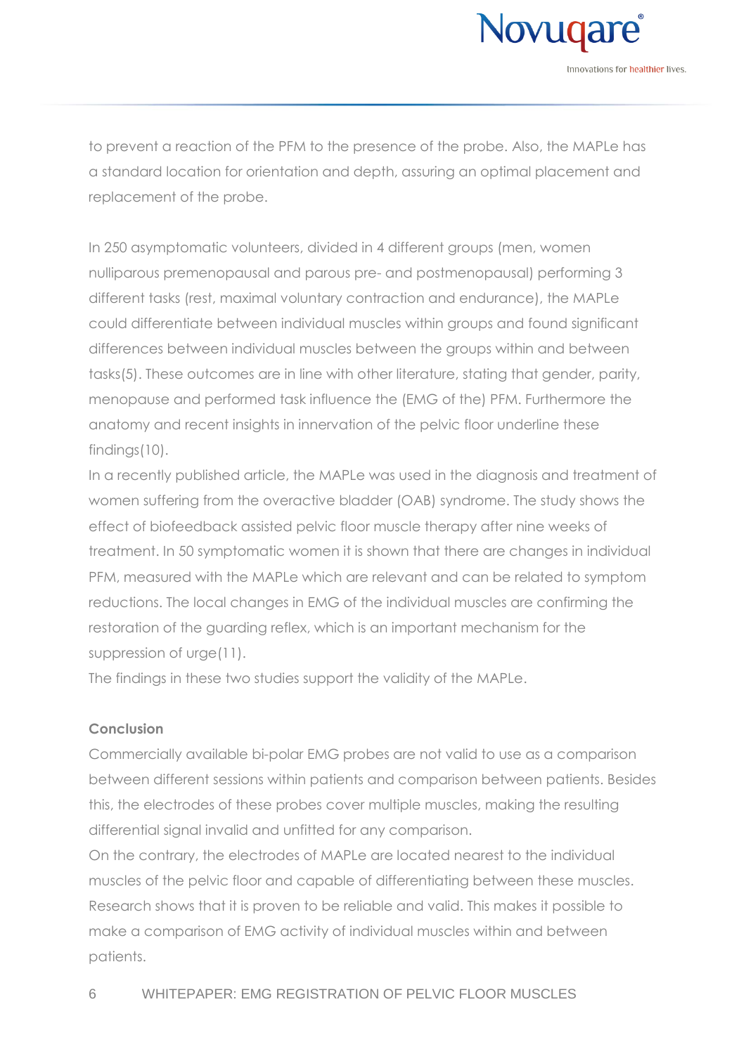to prevent a reaction of the PFM to the presence of the probe. Also, the MAPLe has a standard location for orientation and depth, assuring an optimal placement and replacement of the probe.

In 250 asymptomatic volunteers, divided in 4 different groups (men, women nulliparous premenopausal and parous pre- and postmenopausal) performing 3 different tasks (rest, maximal voluntary contraction and endurance), the MAPLe could differentiate between individual muscles within groups and found significant differences between individual muscles between the groups within and between tasks(5). These outcomes are in line with other literature, stating that gender, parity, menopause and performed task influence the (EMG of the) PFM. Furthermore the anatomy and recent insights in innervation of the pelvic floor underline these findings(10).

In a recently published article, the MAPLe was used in the diagnosis and treatment of women suffering from the overactive bladder (OAB) syndrome. The study shows the effect of biofeedback assisted pelvic floor muscle therapy after nine weeks of treatment. In 50 symptomatic women it is shown that there are changes in individual PFM, measured with the MAPLe which are relevant and can be related to symptom reductions. The local changes in EMG of the individual muscles are confirming the restoration of the guarding reflex, which is an important mechanism for the suppression of urge(11).

The findings in these two studies support the validity of the MAPLe.

**Conclusion**

Commercially available bi-polar EMG probes are not valid to use as a comparison between different sessions within patients and comparison between patients. Besides this, the electrodes of these probes cover multiple muscles, making the resulting differential signal invalid and unfitted for any comparison.

On the contrary, the electrodes of MAPLe are located nearest to the individual muscles of the pelvic floor and capable of differentiating between these muscles. Research shows that it is proven to be reliable and valid. This makes it possible to make a comparison of EMG activity of individual muscles within and between patients.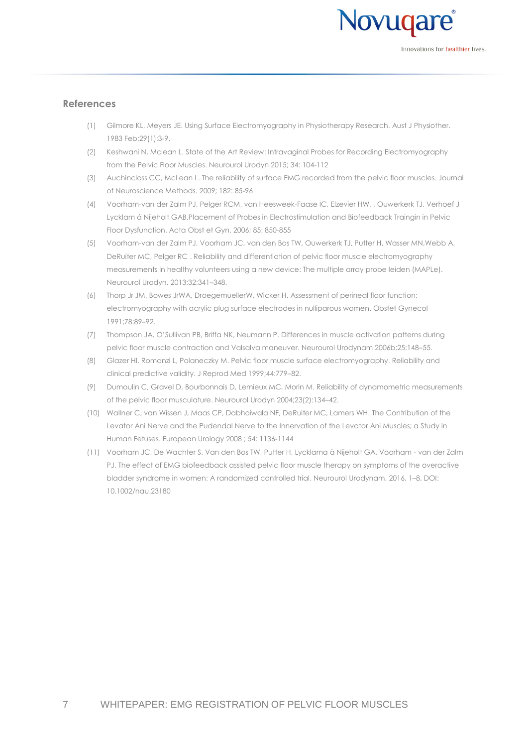## References

(1) Gilmore KL, Meyers JE. Using Surface Electromyography in Physiotherapy Research. Aust J Physiother. 1983 Feb;29(1):3-9.

(2) Keshwani N, Mclean L. State of the Art Review: Intravaginal Probes for Recording Electromyography from the Pelvic Floor Muscles. Neurourol Urodyn 2015; 34: 104-112

(3) Auchincloss CC, McLean L. The reliability of surface EMG recorded from the pelvic floor muscles. Journal of Neuroscience Methods. 2009; 182: 85-96

(4) Voorham-van der Zalm PJ, Pelger RCM, van Heesweek-Faase IC, Elzevier HW, , Ouwerkerk TJ, Verhoef J Lycklam á Nijeholt GAB.Placement of Probes in Electrostimulation and Biofeedback Traingin in Pelvic Floor Dysfunction. Acta Obst et Gyn. 2006; 85: 850-855

(5) Voorham-van der Zalm PJ, Voorham JC, van den Bos TW, Ouwerkerk TJ, Putter H, Wasser MN,Webb A, DeRuiter MC, Pelger RC . Reliability and differentiation of pelvic floor muscle electromyography measurements in healthy volunteers using a new device: The multiple array probe leiden (MAPLe). Neurourol Urodyn. 2013;32:341–348.

(6) Thorp Jr JM, Bowes JrWA, DroegemuellerW, Wicker H. Assessment of perineal floor function: electromyography with acrylic plug surface electrodes in nulliparous women. Obstet Gynecol 1991;78:89–92.

(7) Thompson JA, O'Sullivan PB, Briffa NK, Neumann P. Differences in muscle activation patterns during pelvic floor muscle contraction and Valsalva maneuver. Neurourol Urodynam 2006b;25:148–55.

(8) Glazer HI, Romanzi L, Polaneczky M. Pelvic floor muscle surface electromyography. Reliability and clinical predictive validity. J Reprod Med 1999;44:779–82.

(9) Dumoulin C, Gravel D, Bourbonnais D, Lemieux MC, Morin M. Reliability of dynamometric measurements of the pelvic floor musculature. Neurourol Urodyn 2004;23(2):134–42.

(10) Wallner C, van Wissen J, Maas CP, Dabhoiwala NF, DeRuiter MC, Lamers WH. The Contribution of the Levator Ani Nerve and the Pudendal Nerve to the Innervation of the Levator Ani Muscles; a Study in Human Fetuses. European Urology 2008 ; 54: 1136-1144

(11) Voorham JC, De Wachter S, Van den Bos TW, Putter H, Lycklama à Nijeholt GA, Voorham - van der Zalm PJ. The effect of EMG biofeedback assisted pelvic floor muscle therapy on symptoms of the overactive bladder syndrome in women: A randomized controlled trial, Neurourol Urodynam, 2016, 1–8, DOI: 10.1002/nau.23180